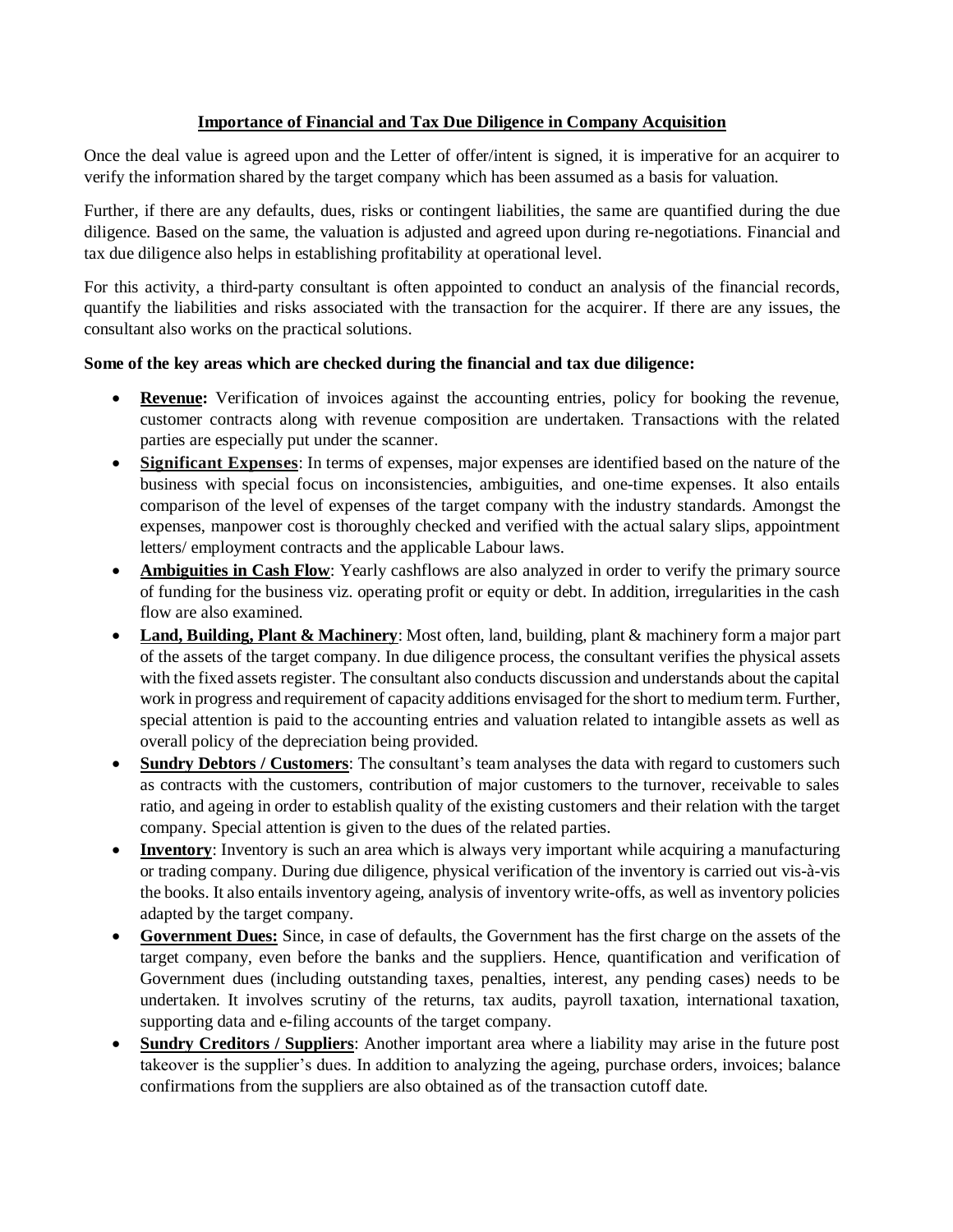# Importance of Financial and Tax Due Diligence in Company Acquisition

Once the deal value is agreed upon and the Letter of offer/intent is signed, it is imperative for an acquirer to verify the information shared by the target company which has been assumed as a basis for valuation.

Further, if there are any defaults, dues, risks or contingent liabilities, the same are quantified during the due diligence. Based on the same, the valuation is adjusted and agreed upon during re-negotiations. Financial and tax due diligence also helps in establishing profitability at operational level.

For this activity, a third-party consultant is often appointed to conduct an analysis of the financial records, quantify the liabilities and risks associated with the transaction for the acquirer. If there are any issues, the consultant also works on the practical solutions.

**Some of the key areas which are checked during the financial and tax due diligence:**

- **Revenue:** Verification of invoices against the accounting entries, policy for booking the revenue, customer contracts along with revenue composition are undertaken. Transactions with the related parties are especially put under the scanner.
- **Significant Expenses**: In terms of expenses, major expenses are identified based on the nature of the business with special focus on inconsistencies, ambiguities, and one-time expenses. It also entails comparison of the level of expenses of the target company with the industry standards. Amongst the expenses, manpower cost is thoroughly checked and verified with the actual salary slips, appointment letters/ employment contracts and the applicable Labour laws.
- **Ambiguities in Cash Flow**: Yearly cashflows are also analyzed in order to verify the primary source of funding for the business viz. operating profit or equity or debt. In addition, irregularities in the cash flow are also examined.
- **Land, Building, Plant & Machinery**: Most often, land, building, plant & machinery form a major part of the assets of the target company. In due diligence process, the consultant verifies the physical assets with the fixed assets register. The consultant also conducts discussion and understands about the capital work in progress and requirement of capacity additions envisaged for the short to medium term. Further, special attention is paid to the accounting entries and valuation related to intangible assets as well as overall policy of the depreciation being provided.
- **Sundry Debtors / Customers**: The consultant's team analyses the data with regard to customers such as contracts with the customers, contribution of major customers to the turnover, receivable to sales ratio, and ageing in order to establish quality of the existing customers and their relation with the target company. Special attention is given to the dues of the related parties.
- **Inventory**: Inventory is such an area which is always very important while acquiring a manufacturing or trading company. During due diligence, physical verification of the inventory is carried out vis-à-vis the books. It also entails inventory ageing, analysis of inventory write-offs, as well as inventory policies adapted by the target company.
- **Government Dues:** Since, in case of defaults, the Government has the first charge on the assets of the target company, even before the banks and the suppliers. Hence, quantification and verification of Government dues (including outstanding taxes, penalties, interest, any pending cases) needs to be undertaken. It involves scrutiny of the returns, tax audits, payroll taxation, international taxation, supporting data and e-filing accounts of the target company.
- **Sundry Creditors / Suppliers**: Another important area where a liability may arise in the future post takeover is the supplier's dues. In addition to analyzing the ageing, purchase orders, invoices; balance confirmations from the suppliers are also obtained as of the transaction cutoff date.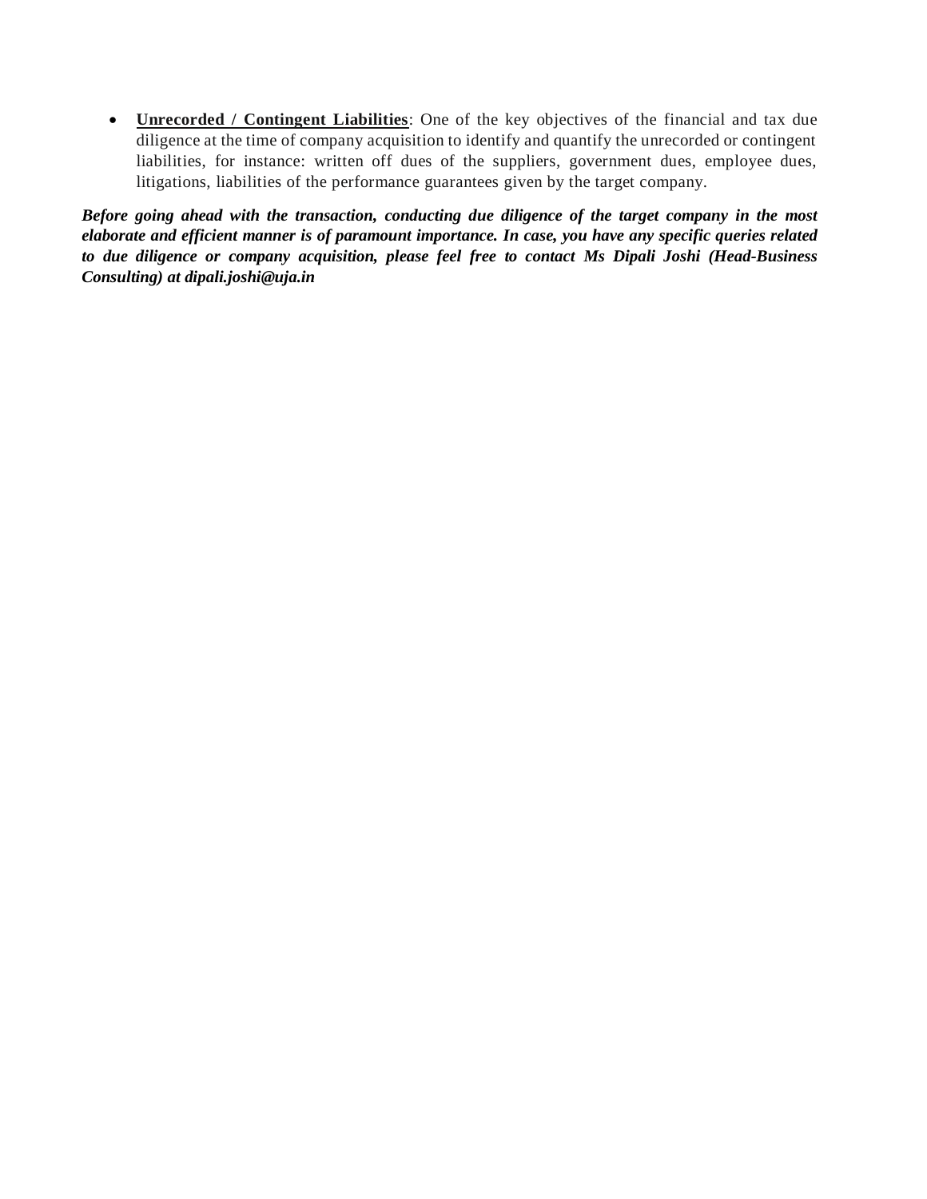- **Unrecorded / Contingent Liabilities**: One of the key objectives of the financial and tax due diligence at the time of company acquisition to identify and quantify the unrecorded or contingent liabilities, for instance: written off dues of the suppliers, government dues, employee dues, litigations, liabilities of the performance guarantees given by the target company.

***Before going ahead with the transaction, conducting due diligence of the target company in the most elaborate and efficient manner is of paramount importance. In case, you have any specific queries related to due diligence or company acquisition, please feel free to contact Ms Dipali Joshi (Head-Business Consulting) at dipali.joshi@uja.in***